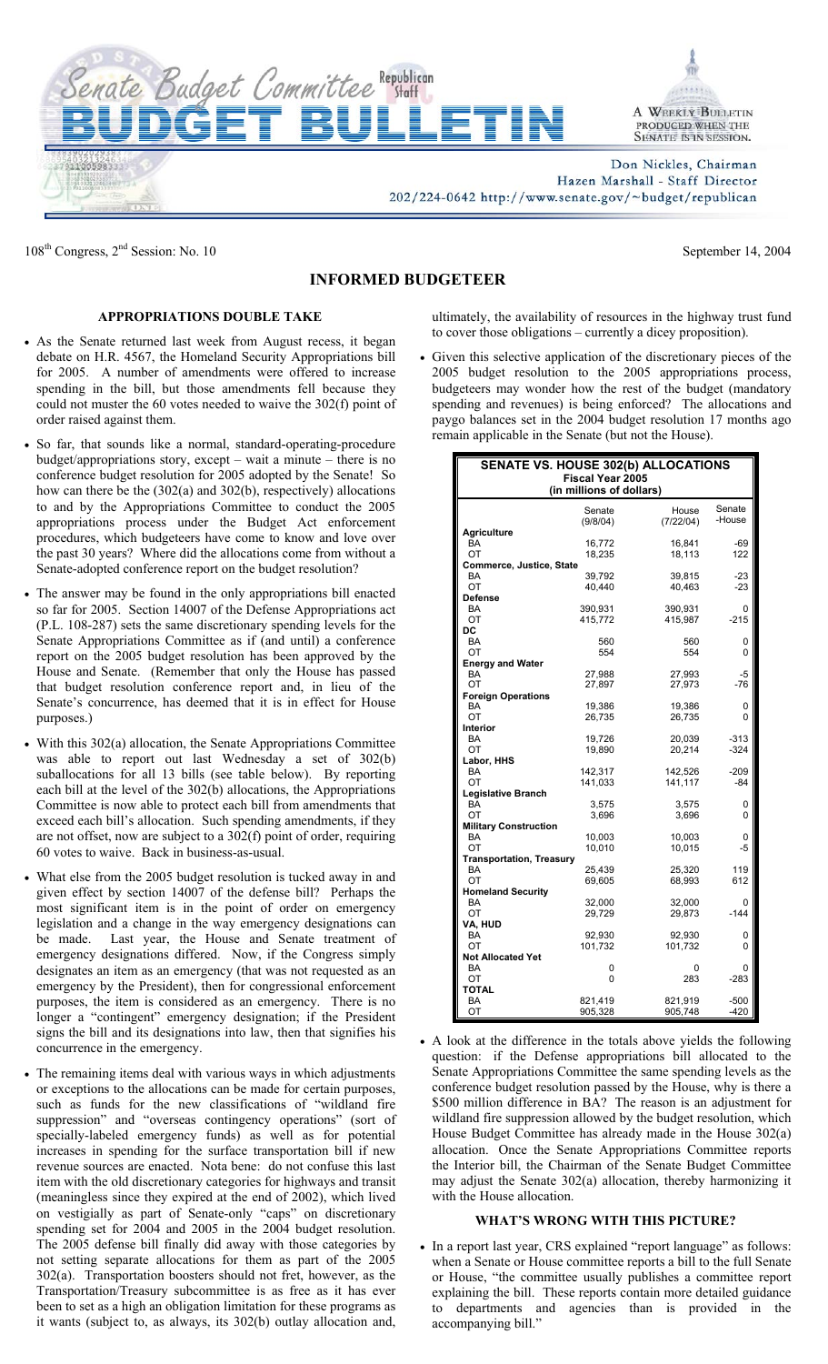# Senate Budget Committee Republican Staff

# BUDGET BULLETIN

A Weekly Bulletin produced when the Senate is in session.

Don Nickles, Chairman
Hazen Marshall - Staff Director
202/224-0642 http://www.senate.gov/~budget/republican

108th Congress, 2nd Session: No. 10 — September 14, 2004

## INFORMED BUDGETEER

### APPROPRIATIONS DOUBLE TAKE

- As the Senate returned last week from August recess, it began debate on H.R. 4567, the Homeland Security Appropriations bill for 2005. A number of amendments were offered to increase spending in the bill, but those amendments fell because they could not muster the 60 votes needed to waive the 302(f) point of order raised against them.

- So far, that sounds like a normal, standard-operating-procedure budget/appropriations story, except – wait a minute – there is no conference budget resolution for 2005 adopted by the Senate! So how can there be the (302(a) and 302(b), respectively) allocations to and by the Appropriations Committee to conduct the 2005 appropriations process under the Budget Act enforcement procedures, which budgeteers have come to know and love over the past 30 years? Where did the allocations come from without a Senate-adopted conference report on the budget resolution?

- The answer may be found in the only appropriations bill enacted so far for 2005. Section 14007 of the Defense Appropriations act (P.L. 108-287) sets the same discretionary spending levels for the Senate Appropriations Committee as if (and until) a conference report on the 2005 budget resolution has been approved by the House and Senate. (Remember that only the House has passed that budget resolution conference report and, in lieu of the Senate's concurrence, has deemed that it is in effect for House purposes.)

- With this 302(a) allocation, the Senate Appropriations Committee was able to report out last Wednesday a set of 302(b) suballocations for all 13 bills (see table below). By reporting each bill at the level of the 302(b) allocations, the Appropriations Committee is now able to protect each bill from amendments that exceed each bill's allocation. Such spending amendments, if they are not offset, now are subject to a 302(f) point of order, requiring 60 votes to waive. Back in business-as-usual.

- What else from the 2005 budget resolution is tucked away in and given effect by section 14007 of the defense bill? Perhaps the most significant item is in the point of order on emergency legislation and a change in the way emergency designations can be made. Last year, the House and Senate treatment of emergency designations differed. Now, if the Congress simply designates an item as an emergency (that was not requested as an emergency by the President), then for congressional enforcement purposes, the item is considered as an emergency. There is no longer a "contingent" emergency designation; if the President signs the bill and its designations into law, then that signifies his concurrence in the emergency.

- The remaining items deal with various ways in which adjustments or exceptions to the allocations can be made for certain purposes, such as funds for the new classifications of "wildland fire suppression" and "overseas contingency operations" (sort of specially-labeled emergency funds) as well as for potential increases in spending for the surface transportation bill if new revenue sources are enacted. Nota bene: do not confuse this last item with the old discretionary categories for highways and transit (meaningless since they expired at the end of 2002), which lived on vestigially as part of Senate-only "caps" on discretionary spending set for 2004 and 2005 in the 2004 budget resolution. The 2005 defense bill finally did away with those categories by not setting separate allocations for them as part of the 2005 302(a). Transportation boosters should not fret, however, as the Transportation/Treasury subcommittee is as free as it has ever been to set as a high an obligation limitation for these programs as it wants (subject to, as always, its 302(b) outlay allocation and, ultimately, the availability of resources in the highway trust fund to cover those obligations – currently a dicey proposition).

- Given this selective application of the discretionary pieces of the 2005 budget resolution to the 2005 appropriations process, budgeteers may wonder how the rest of the budget (mandatory spending and revenues) is being enforced? The allocations and paygo balances set in the 2004 budget resolution 17 months ago remain applicable in the Senate (but not the House).

**SENATE VS. HOUSE 302(b) ALLOCATIONS**
**Fiscal Year 2005**
**(in millions of dollars)**

| | Senate (9/8/04) | House (7/22/04) | Senate -House |
|---|---|---|---|
| **Agriculture** | | | |
| BA | 16,772 | 16,841 | -69 |
| OT | 18,235 | 18,113 | 122 |
| **Commerce, Justice, State** | | | |
| BA | 39,792 | 39,815 | -23 |
| OT | 40,440 | 40,463 | -23 |
| **Defense** | | | |
| BA | 390,931 | 390,931 | 0 |
| OT | 415,772 | 415,987 | -215 |
| **DC** | | | |
| BA | 560 | 560 | 0 |
| OT | 554 | 554 | 0 |
| **Energy and Water** | | | |
| BA | 27,988 | 27,993 | -5 |
| OT | 27,897 | 27,973 | -76 |
| **Foreign Operations** | | | |
| BA | 19,386 | 19,386 | 0 |
| OT | 26,735 | 26,735 | 0 |
| **Interior** | | | |
| BA | 19,726 | 20,039 | -313 |
| OT | 19,890 | 20,214 | -324 |
| **Labor, HHS** | | | |
| BA | 142,317 | 142,526 | -209 |
| OT | 141,033 | 141,117 | -84 |
| **Legislative Branch** | | | |
| BA | 3,575 | 3,575 | 0 |
| OT | 3,696 | 3,696 | 0 |
| **Military Construction** | | | |
| BA | 10,003 | 10,003 | 0 |
| OT | 10,010 | 10,015 | -5 |
| **Transportation, Treasury** | | | |
| BA | 25,439 | 25,320 | 119 |
| OT | 69,605 | 68,993 | 612 |
| **Homeland Security** | | | |
| BA | 32,000 | 32,000 | 0 |
| OT | 29,729 | 29,873 | -144 |
| **VA, HUD** | | | |
| BA | 92,930 | 92,930 | 0 |
| OT | 101,732 | 101,732 | 0 |
| **Not Allocated Yet** | | | |
| BA | 0 | 0 | 0 |
| OT | 0 | 283 | -283 |
| **TOTAL** | | | |
| BA | 821,419 | 821,919 | -500 |
| OT | 905,328 | 905,748 | -420 |

- A look at the difference in the totals above yields the following question: if the Defense appropriations bill allocated to the Senate Appropriations Committee the same spending levels as the conference budget resolution passed by the House, why is there a $500 million difference in BA? The reason is an adjustment for wildland fire suppression allowed by the budget resolution, which House Budget Committee has already made in the House 302(a) allocation. Once the Senate Appropriations Committee reports the Interior bill, the Chairman of the Senate Budget Committee may adjust the Senate 302(a) allocation, thereby harmonizing it with the House allocation.

### WHAT'S WRONG WITH THIS PICTURE?

- In a report last year, CRS explained "report language" as follows: when a Senate or House committee reports a bill to the full Senate or House, "the committee usually publishes a committee report explaining the bill. These reports contain more detailed guidance to departments and agencies than is provided in the accompanying bill."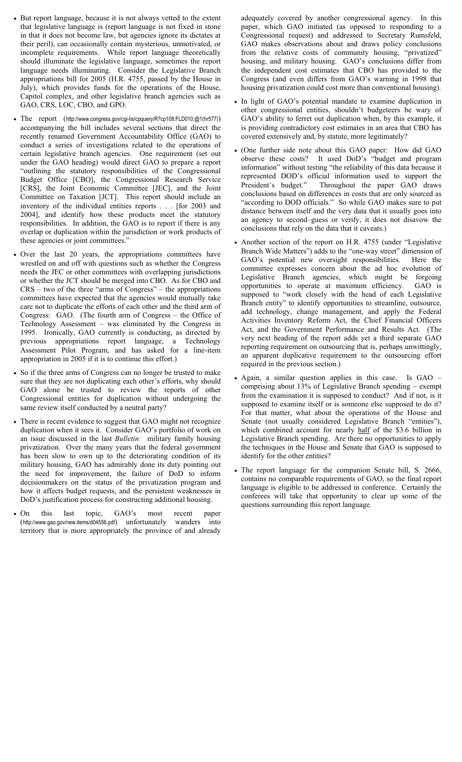- But report language, because it is not always vetted to the extent that legislative language is (report language is not fixed in stone in that it does not become law, but agencies ignore its dictates at their peril), can occasionally contain mysterious, unmotivated, or incomplete requirements. While report language theoretically should illuminate the legislative language, sometimes the report language needs illuminating. Consider the Legislative Branch appropriations bill for 2005 (H.R. 4755, passed by the House in July), which provides funds for the operations of the House, Capitol complex, and other legislative branch agencies such as GAO, CRS, LOC, CBO, and GPO.

- The report (http://www.congress.gov/cgi-lis/cpquery/R?cp108:FLD010:@1(hr577)) accompanying the bill includes several sections that direct the recently renamed Government Accountability Office (GAO) to conduct a series of investigations related to the operations of certain legislative branch agencies. One requirement (set out under the GAO heading) would direct GAO to prepare a report "outlining the statutory responsibilities of the Congressional Budget Office [CBO], the Congressional Research Service [CRS], the Joint Economic Committee [JEC], and the Joint Committee on Taxation [JCT]. This report should include an inventory of the individual entities reports . . . [for 2003 and 2004], and identify how these products meet the statutory responsibilities. In addition, the GAO is to report if there is any overlap or duplication within the jurisdiction or work products of these agencies or joint committees."

- Over the last 20 years, the appropriations committees have wrestled on and off with questions such as whether the Congress needs the JEC or other committees with overlapping jurisdictions or whether the JCT should be merged into CBO. As for CBO and CRS – two of the three "arms of Congress" – the appropriations committees have expected that the agencies would mutually take care not to duplicate the efforts of each other and the third arm of Congress: GAO. (The fourth arm of Congress – the Office of Technology Assessment – was eliminated by the Congress in 1995. Ironically, GAO currently is conducting, as directed by previous appropriations report language, a Technology Assessment Pilot Program, and has asked for a line-item appropriation in 2005 if it is to continue this effort.)

- So if the three arms of Congress can no longer be trusted to make sure that they are not duplicating each other's efforts, why should GAO alone be trusted to review the reports of other Congressional entities for duplication without undergoing the same review itself conducted by a neutral party?

- There is recent evidence to suggest that GAO might not recognize duplication when it sees it. Consider GAO's portfolio of work on an issue discussed in the last *Bulletin:* military family housing privatization. Over the many years that the federal government has been slow to own up to the deteriorating condition of its military housing, GAO has admirably done its duty pointing out the need for improvement, the failure of DoD to inform decisionmakers on the status of the privatization program and how it affects budget requests, and the persistent weaknesses in DoD's justification process for constructing additional housing.

- On this last topic, GAO's most recent paper (http://www.gao.gov/new.items/d04556.pdf) unfortunately wanders into territory that is more appropriately the province of and already adequately covered by another congressional agency. In this paper, which GAO initiated (as opposed to responding to a Congressional request) and addressed to Secretary Rumsfeld, GAO makes observations about and draws policy conclusions from the relative costs of community housing, "privatized" housing, and military housing. GAO's conclusions differ from the independent cost estimates that CBO has provided to the Congress (and even differs from GAO's warning in 1998 that housing privatization could cost more than conventional housing).

- In light of GAO's potential mandate to examine duplication in other congressional entities, shouldn't budgeteers be wary of GAO's ability to ferret out duplication when, by this example, it is providing contradictory cost estimates in an area that CBO has covered extensively and, by statute, more legitimately?

- (One further side note about this GAO paper: How did GAO observe these costs? It used DoD's "budget and program information" without testing "the reliability of this data because it represented DOD's official information used to support the President's budget." Throughout the paper GAO draws conclusions based on differences in costs that are only sourced as "according to DOD officials." So while GAO makes sure to put distance between itself and the very data that it usually goes into an agency to second–guess or verify, it does not disavow the conclusions that rely on the data that it caveats.)

- Another section of the report on H.R. 4755 (under "Legislative Branch Wide Matters") adds to the "one-way street" dimension of GAO's potential new oversight responsibilities. Here the committee expresses concern about the ad hoc evolution of Legislative Branch agencies, which might be forgoing opportunities to operate at maximum efficiency. GAO is supposed to "work closely with the head of each Legislative Branch entity" to identify opportunities to streamline, outsource, add technology, change management, and apply the Federal Activities Inventory Reform Act, the Chief Financial Officers Act, and the Government Performance and Results Act. (The very next heading of the report adds yet a third separate GAO reporting requirement on outsourcing that is, perhaps unwittingly, an apparent duplicative requirement to the outsourcing effort required in the previous section.)

- Again, a similar question applies in this case. Is GAO – comprising about 13% of Legislative Branch spending – exempt from the examination it is supposed to conduct? And if not, is it supposed to examine itself or is someone else supposed to do it? For that matter, what about the operations of the House and Senate (not usually considered Legislative Branch "entities"), which combined account for nearly <u>half</u> of the $3.6 billion in Legislative Branch spending. Are there no opportunities to apply the techniques in the House and Senate that GAO is supposed to identify for the other entities?

- The report language for the companion Senate bill, S. 2666, contains no comparable requirements of GAO, so the final report language is eligible to be addressed in conference. Certainly the conferees will take that opportunity to clear up some of the questions surrounding this report language.